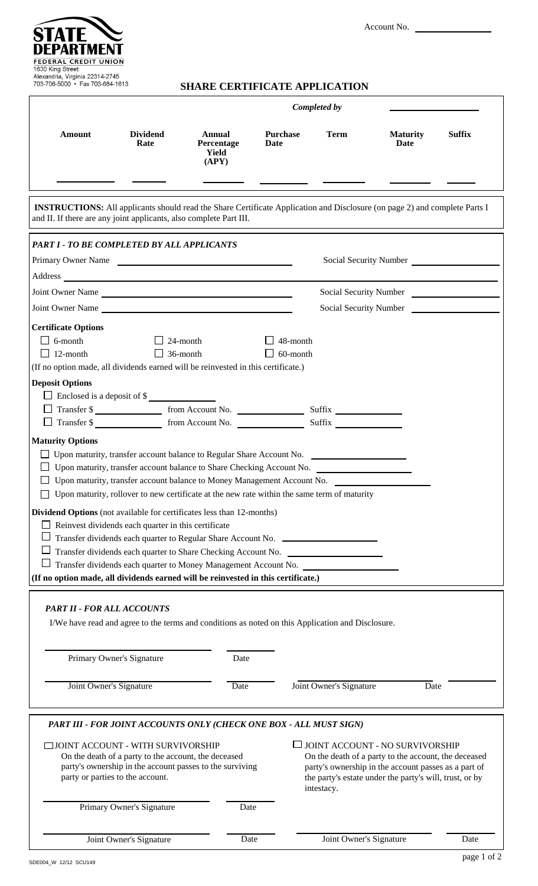STATE DEPARTMENT FEDERAL CREDIT UNION
1630 King Street
Alexandria, Virginia 22314-2745
703-706-5000 • Fax 703-684-1613

Account No. ______________

# SHARE CERTIFICATE APPLICATION

*Completed by* ______________

| Amount | Dividend Rate | Annual Percentage Yield (APY) | Purchase Date | Term | Maturity Date | Suffix |
|---|---|---|---|---|---|---|
| | | | | | | |

**INSTRUCTIONS:** All applicants should read the Share Certificate Application and Disclosure (on page 2) and complete Parts I and II. If there are any joint applicants, also complete Part III.

### *PART I - TO BE COMPLETED BY ALL APPLICANTS*

Primary Owner Name ______________________ Social Security Number ______________

Address ______________________________________________

Joint Owner Name ______________________ Social Security Number ______________

Joint Owner Name ______________________ Social Security Number ______________

**Certificate Options**

- ☐ 6-month
- ☐ 12-month
- ☐ 24-month
- ☐ 36-month
- ☐ 48-month
- ☐ 60-month

(If no option made, all dividends earned will be reinvested in this certificate.)

**Deposit Options**

- ☐ Enclosed is a deposit of $ ______________
- ☐ Transfer $ ______________ from Account No. ______________ Suffix ______________
- ☐ Transfer $ ______________ from Account No. ______________ Suffix ______________

**Maturity Options**

- ☐ Upon maturity, transfer account balance to Regular Share Account No. ______________
- ☐ Upon maturity, transfer account balance to Share Checking Account No. ______________
- ☐ Upon maturity, transfer account balance to Money Management Account No. ______________
- ☐ Upon maturity, rollover to new certificate at the new rate within the same term of maturity

**Dividend Options** (not available for certificates less than 12-months)

- ☐ Reinvest dividends each quarter in this certificate
- ☐ Transfer dividends each quarter to Regular Share Account No. ______________
- ☐ Transfer dividends each quarter to Share Checking Account No. ______________
- ☐ Transfer dividends each quarter to Money Management Account No. ______________

**(If no option made, all dividends earned will be reinvested in this certificate.)**

### *PART II - FOR ALL ACCOUNTS*

I/We have read and agree to the terms and conditions as noted on this Application and Disclosure.

______________________ Primary Owner's Signature ________ Date

______________________ Joint Owner's Signature ________ Date

______________________ Joint Owner's Signature ________ Date

### *PART III - FOR JOINT ACCOUNTS ONLY (CHECK ONE BOX - ALL MUST SIGN)*

☐ JOINT ACCOUNT - WITH SURVIVORSHIP
On the death of a party to the account, the deceased party's ownership in the account passes to the surviving party or parties to the account.

☐ JOINT ACCOUNT - NO SURVIVORSHIP
On the death of a party to the account, the deceased party's ownership in the account passes as a part of the party's estate under the party's will, trust, or by intestacy.

______________________ Primary Owner's Signature ________ Date

______________________ Joint Owner's Signature ________ Date

______________________ Joint Owner's Signature ________ Date

SDE004_W 12/12 SCU149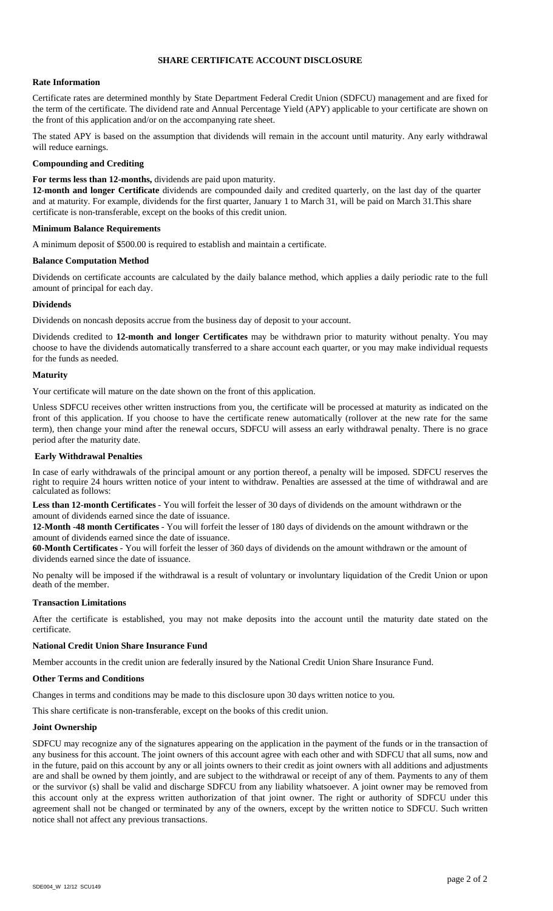# SHARE CERTIFICATE ACCOUNT DISCLOSURE

### Rate Information

Certificate rates are determined monthly by State Department Federal Credit Union (SDFCU) management and are fixed for the term of the certificate. The dividend rate and Annual Percentage Yield (APY) applicable to your certificate are shown on the front of this application and/or on the accompanying rate sheet.

The stated APY is based on the assumption that dividends will remain in the account until maturity. Any early withdrawal will reduce earnings.

### Compounding and Crediting

**For terms less than 12-months,** dividends are paid upon maturity.
**12-month and longer Certificate** dividends are compounded daily and credited quarterly, on the last day of the quarter and at maturity. For example, dividends for the first quarter, January 1 to March 31, will be paid on March 31.This share certificate is non-transferable, except on the books of this credit union.

### Minimum Balance Requirements

A minimum deposit of $500.00 is required to establish and maintain a certificate.

### Balance Computation Method

Dividends on certificate accounts are calculated by the daily balance method, which applies a daily periodic rate to the full amount of principal for each day.

### Dividends

Dividends on noncash deposits accrue from the business day of deposit to your account.

Dividends credited to **12-month and longer Certificates** may be withdrawn prior to maturity without penalty. You may choose to have the dividends automatically transferred to a share account each quarter, or you may make individual requests for the funds as needed.

### Maturity

Your certificate will mature on the date shown on the front of this application.

Unless SDFCU receives other written instructions from you, the certificate will be processed at maturity as indicated on the front of this application. If you choose to have the certificate renew automatically (rollover at the new rate for the same term), then change your mind after the renewal occurs, SDFCU will assess an early withdrawal penalty. There is no grace period after the maturity date.

### Early Withdrawal Penalties

In case of early withdrawals of the principal amount or any portion thereof, a penalty will be imposed. SDFCU reserves the right to require 24 hours written notice of your intent to withdraw. Penalties are assessed at the time of withdrawal and are calculated as follows:

**Less than 12-month Certificates** - You will forfeit the lesser of 30 days of dividends on the amount withdrawn or the amount of dividends earned since the date of issuance.
**12-Month -48 month Certificates** - You will forfeit the lesser of 180 days of dividends on the amount withdrawn or the amount of dividends earned since the date of issuance.
**60-Month Certificates** - You will forfeit the lesser of 360 days of dividends on the amount withdrawn or the amount of dividends earned since the date of issuance.

No penalty will be imposed if the withdrawal is a result of voluntary or involuntary liquidation of the Credit Union or upon death of the member.

### Transaction Limitations

After the certificate is established, you may not make deposits into the account until the maturity date stated on the certificate.

### National Credit Union Share Insurance Fund

Member accounts in the credit union are federally insured by the National Credit Union Share Insurance Fund.

### Other Terms and Conditions

Changes in terms and conditions may be made to this disclosure upon 30 days written notice to you.

This share certificate is non-transferable, except on the books of this credit union.

### Joint Ownership

SDFCU may recognize any of the signatures appearing on the application in the payment of the funds or in the transaction of any business for this account. The joint owners of this account agree with each other and with SDFCU that all sums, now and in the future, paid on this account by any or all joints owners to their credit as joint owners with all additions and adjustments are and shall be owned by them jointly, and are subject to the withdrawal or receipt of any of them. Payments to any of them or the survivor (s) shall be valid and discharge SDFCU from any liability whatsoever. A joint owner may be removed from this account only at the express written authorization of that joint owner. The right or authority of SDFCU under this agreement shall not be changed or terminated by any of the owners, except by the written notice to SDFCU. Such written notice shall not affect any previous transactions.

SDE004_W 12/12 SCU149